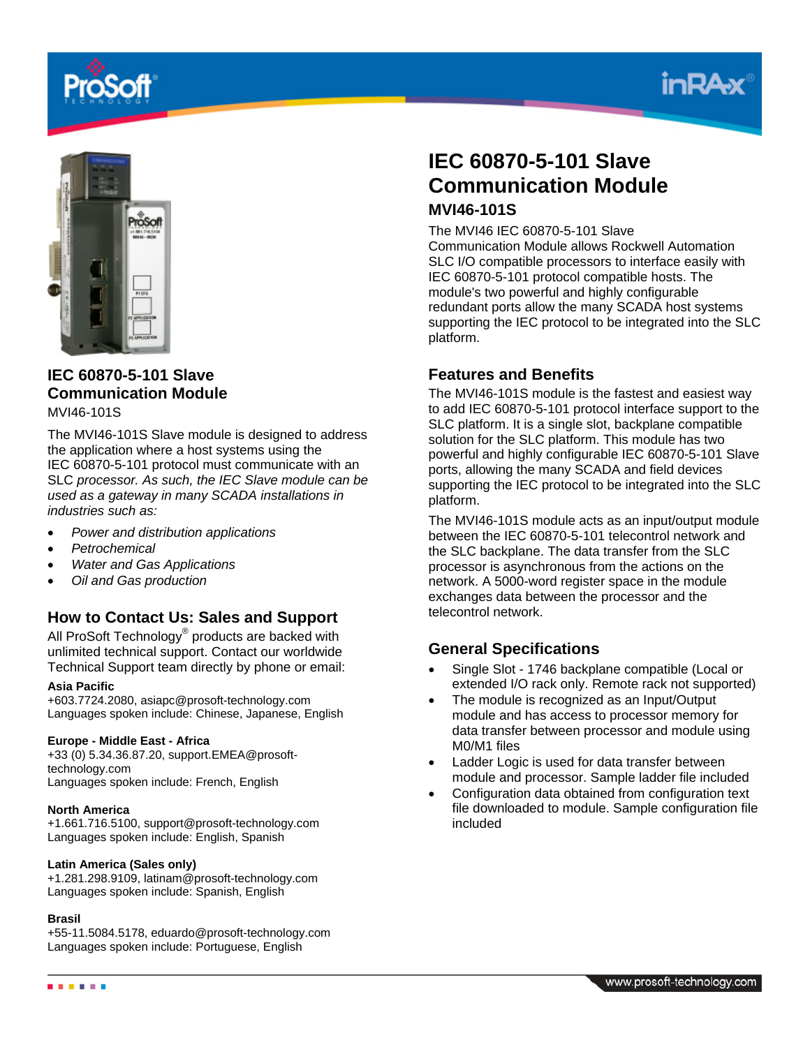# IEC 60870-5-101 Slave Communication Module

## MVI46-101S

The MVI46 IEC 60870-5-101 Slave Communication Module allows Rockwell Automation SLC I/O compatible processors to interface easily with IEC 60870-5-101 protocol compatible hosts. The module's two powerful and highly configurable redundant ports allow the many SCADA host systems supporting the IEC protocol to be integrated into the SLC platform.

## Features and Benefits

The MVI46-101S module is the fastest and easiest way to add IEC 60870-5-101 protocol interface support to the SLC platform. It is a single slot, backplane compatible solution for the SLC platform. This module has two powerful and highly configurable IEC 60870-5-101 Slave ports, allowing the many SCADA and field devices supporting the IEC protocol to be integrated into the SLC platform.

The MVI46-101S module acts as an input/output module between the IEC 60870-5-101 telecontrol network and the SLC backplane. The data transfer from the SLC processor is asynchronous from the actions on the network. A 5000-word register space in the module exchanges data between the processor and the telecontrol network.

## General Specifications

- Single Slot - 1746 backplane compatible (Local or extended I/O rack only. Remote rack not supported)
- The module is recognized as an Input/Output module and has access to processor memory for data transfer between processor and module using M0/M1 files
- Ladder Logic is used for data transfer between module and processor. Sample ladder file included
- Configuration data obtained from configuration text file downloaded to module. Sample configuration file included

## IEC 60870-5-101 Slave Communication Module

MVI46-101S

The MVI46-101S Slave module is designed to address the application where a host systems using the IEC 60870-5-101 protocol must communicate with an SLC *processor. As such, the IEC Slave module can be used as a gateway in many SCADA installations in industries such as:*

- *Power and distribution applications*
- *Petrochemical*
- *Water and Gas Applications*
- *Oil and Gas production*

## How to Contact Us: Sales and Support

All ProSoft Technology® products are backed with unlimited technical support. Contact our worldwide Technical Support team directly by phone or email:

**Asia Pacific**
+603.7724.2080, asiapc@prosoft-technology.com
Languages spoken include: Chinese, Japanese, English

**Europe - Middle East - Africa**
+33 (0) 5.34.36.87.20, support.EMEA@prosoft-technology.com
Languages spoken include: French, English

**North America**
+1.661.716.5100, support@prosoft-technology.com
Languages spoken include: English, Spanish

**Latin America (Sales only)**
+1.281.298.9109, latinam@prosoft-technology.com
Languages spoken include: Spanish, English

**Brasil**
+55-11.5084.5178, eduardo@prosoft-technology.com
Languages spoken include: Portuguese, English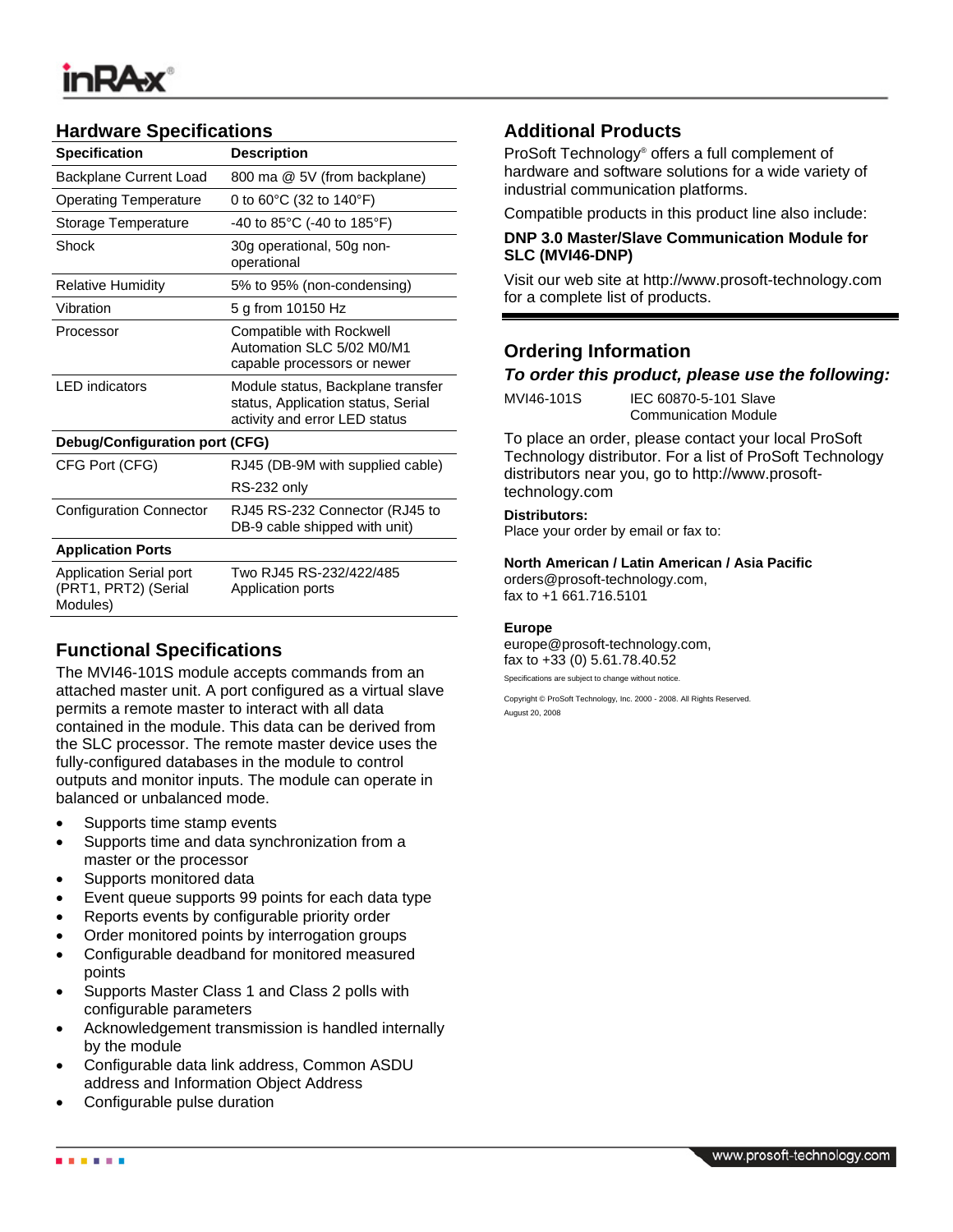## Hardware Specifications

| Specification | Description |
| --- | --- |
| Backplane Current Load | 800 ma @ 5V (from backplane) |
| Operating Temperature | 0 to 60°C (32 to 140°F) |
| Storage Temperature | -40 to 85°C (-40 to 185°F) |
| Shock | 30g operational, 50g non-operational |
| Relative Humidity | 5% to 95% (non-condensing) |
| Vibration | 5 g from 10150 Hz |
| Processor | Compatible with Rockwell Automation SLC 5/02 M0/M1 capable processors or newer |
| LED indicators | Module status, Backplane transfer status, Application status, Serial activity and error LED status |
| **Debug/Configuration port (CFG)** | |
| CFG Port (CFG) | RJ45 (DB-9M with supplied cable) |
| | RS-232 only |
| Configuration Connector | RJ45 RS-232 Connector (RJ45 to DB-9 cable shipped with unit) |
| **Application Ports** | |
| Application Serial port (PRT1, PRT2) (Serial Modules) | Two RJ45 RS-232/422/485 Application ports |

## Functional Specifications

The MVI46-101S module accepts commands from an attached master unit. A port configured as a virtual slave permits a remote master to interact with all data contained in the module. This data can be derived from the SLC processor. The remote master device uses the fully-configured databases in the module to control outputs and monitor inputs. The module can operate in balanced or unbalanced mode.

- Supports time stamp events
- Supports time and data synchronization from a master or the processor
- Supports monitored data
- Event queue supports 99 points for each data type
- Reports events by configurable priority order
- Order monitored points by interrogation groups
- Configurable deadband for monitored measured points
- Supports Master Class 1 and Class 2 polls with configurable parameters
- Acknowledgement transmission is handled internally by the module
- Configurable data link address, Common ASDU address and Information Object Address
- Configurable pulse duration

## Additional Products

ProSoft Technology® offers a full complement of hardware and software solutions for a wide variety of industrial communication platforms.

Compatible products in this product line also include:

**DNP 3.0 Master/Slave Communication Module for SLC (MVI46-DNP)**

Visit our web site at http://www.prosoft-technology.com for a complete list of products.

## Ordering Information

### *To order this product, please use the following:*

| | |
| --- | --- |
| MVI46-101S | IEC 60870-5-101 Slave Communication Module |

To place an order, please contact your local ProSoft Technology distributor. For a list of ProSoft Technology distributors near you, go to http://www.prosoft-technology.com

**Distributors:**
Place your order by email or fax to:

**North American / Latin American / Asia Pacific**
orders@prosoft-technology.com,
fax to +1 661.716.5101

**Europe**
europe@prosoft-technology.com,
fax to +33 (0) 5.61.78.40.52

Specifications are subject to change without notice.

Copyright © ProSoft Technology, Inc. 2000 - 2008. All Rights Reserved.
August 20, 2008